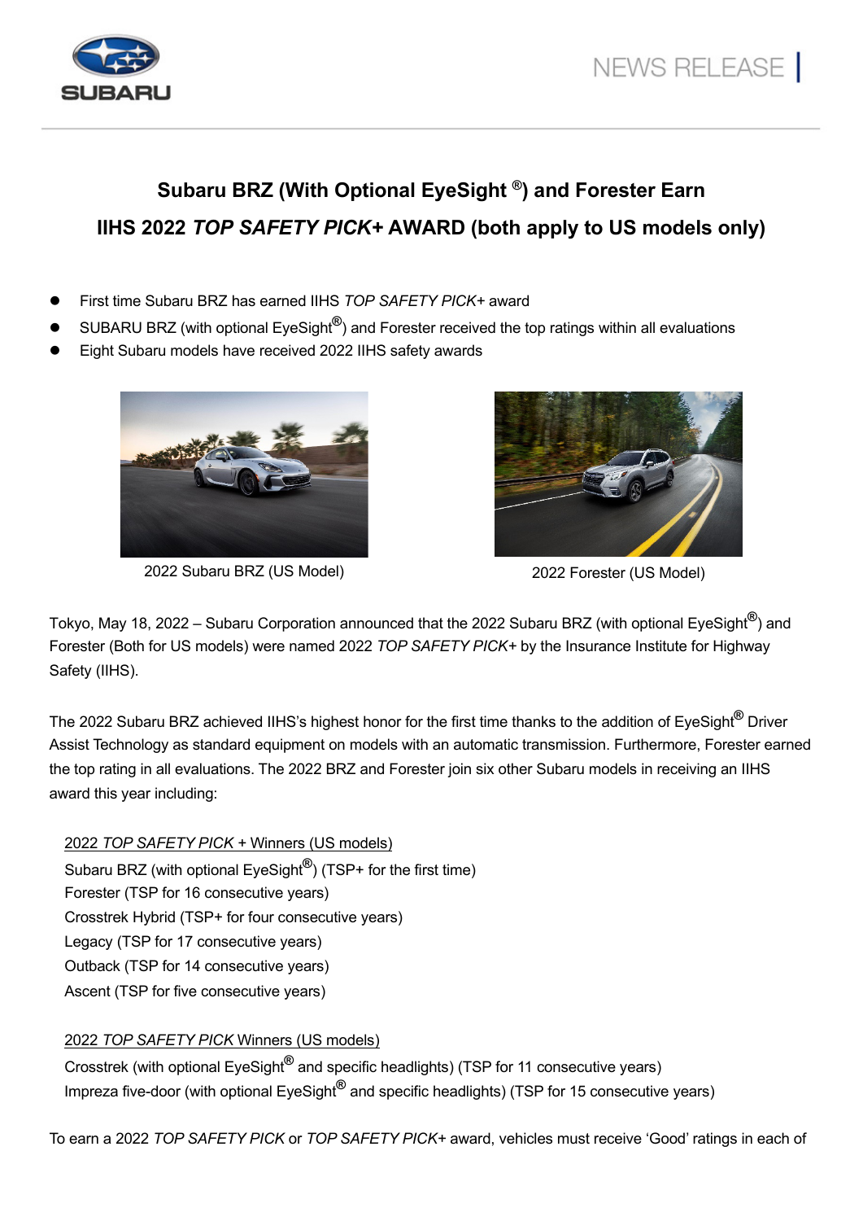SUBARU

NEWS RELEASE

# Subaru BRZ (With Optional EyeSight ®) and Forester Earn IIHS 2022 *TOP SAFETY PICK+* AWARD (both apply to US models only)

- First time Subaru BRZ has earned IIHS *TOP SAFETY PICK+* award
- SUBARU BRZ (with optional EyeSight®) and Forester received the top ratings within all evaluations
- Eight Subaru models have received 2022 IIHS safety awards

2022 Subaru BRZ (US Model)

2022 Forester (US Model)

Tokyo, May 18, 2022 – Subaru Corporation announced that the 2022 Subaru BRZ (with optional EyeSight®) and Forester (Both for US models) were named 2022 *TOP SAFETY PICK+* by the Insurance Institute for Highway Safety (IIHS).

The 2022 Subaru BRZ achieved IIHS's highest honor for the first time thanks to the addition of EyeSight® Driver Assist Technology as standard equipment on models with an automatic transmission. Furthermore, Forester earned the top rating in all evaluations. The 2022 BRZ and Forester join six other Subaru models in receiving an IIHS award this year including:

2022 *TOP SAFETY PICK +* Winners (US models)

Subaru BRZ (with optional EyeSight®) (TSP+ for the first time)
Forester (TSP for 16 consecutive years)
Crosstrek Hybrid (TSP+ for four consecutive years)
Legacy (TSP for 17 consecutive years)
Outback (TSP for 14 consecutive years)
Ascent (TSP for five consecutive years)

2022 *TOP SAFETY PICK* Winners (US models)

Crosstrek (with optional EyeSight® and specific headlights) (TSP for 11 consecutive years)
Impreza five-door (with optional EyeSight® and specific headlights) (TSP for 15 consecutive years)

To earn a 2022 *TOP SAFETY PICK* or *TOP SAFETY PICK+* award, vehicles must receive 'Good' ratings in each of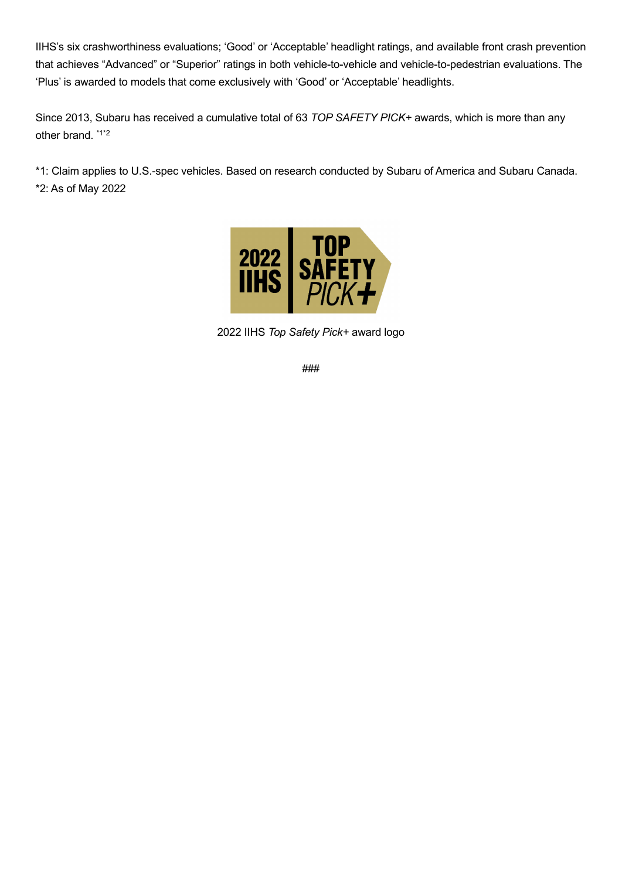IIHS's six crashworthiness evaluations; 'Good' or 'Acceptable' headlight ratings, and available front crash prevention that achieves "Advanced" or "Superior" ratings in both vehicle-to-vehicle and vehicle-to-pedestrian evaluations. The 'Plus' is awarded to models that come exclusively with 'Good' or 'Acceptable' headlights.

Since 2013, Subaru has received a cumulative total of 63 *TOP SAFETY PICK+* awards, which is more than any other brand. [*1*2]

*1: Claim applies to U.S.-spec vehicles. Based on research conducted by Subaru of America and Subaru Canada.
*2: As of May 2022

2022 IIHS *Top Safety Pick+* award logo

###